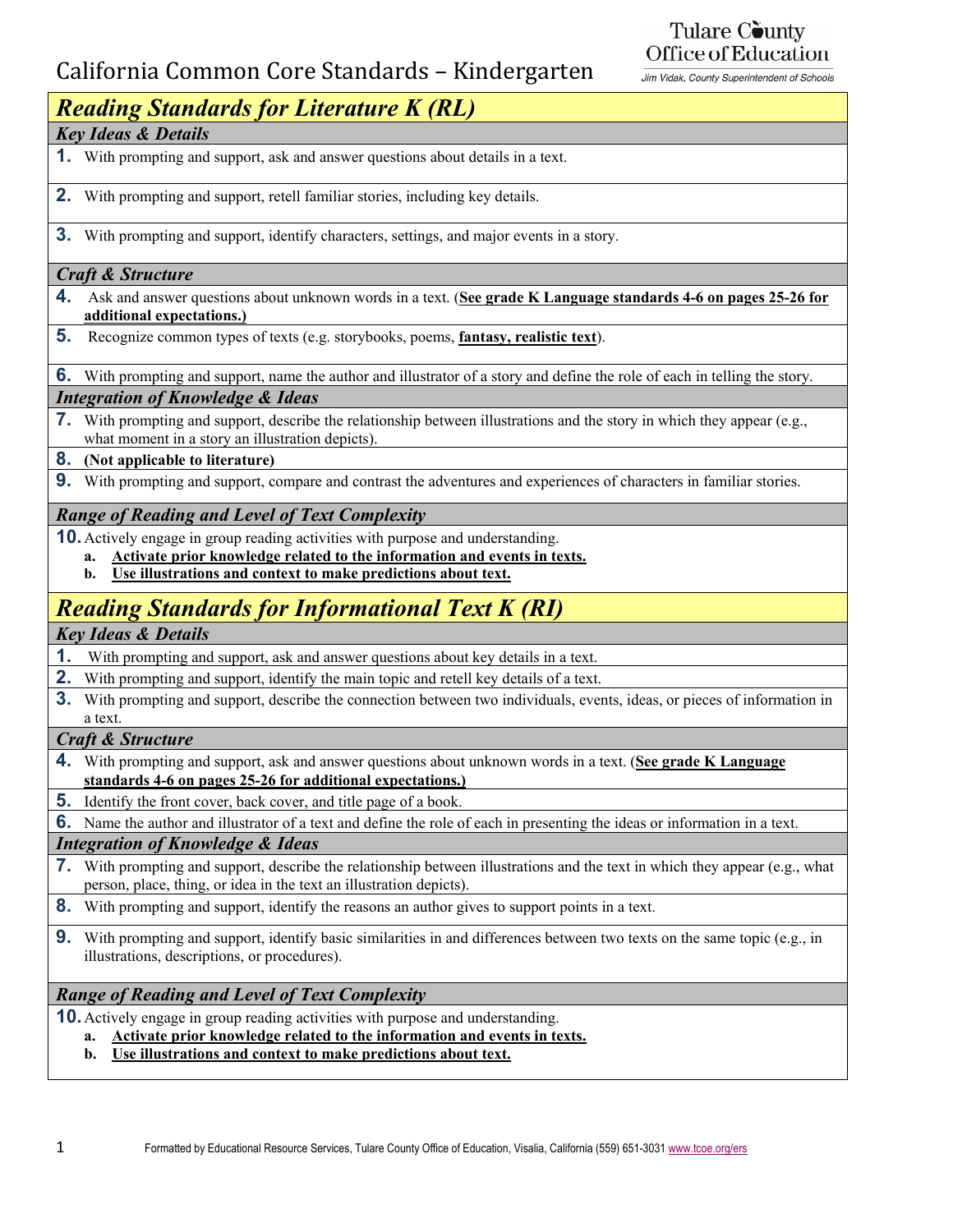# California Common Core Standards – Kindergarten

Tulare County Office of Education
Jim Vidak, County Superintendent of Schools

## *Reading Standards for Literature K (RL)*

### *Key Ideas & Details*

**1.** With prompting and support, ask and answer questions about details in a text.

**2.** With prompting and support, retell familiar stories, including key details.

**3.** With prompting and support, identify characters, settings, and major events in a story.

### *Craft & Structure*

**4.** Ask and answer questions about unknown words in a text. (**See grade K Language standards 4-6 on pages 25-26 for additional expectations.)**

**5.** Recognize common types of texts (e.g. storybooks, poems, **fantasy, realistic text**).

**6.** With prompting and support, name the author and illustrator of a story and define the role of each in telling the story.

### *Integration of Knowledge & Ideas*

**7.** With prompting and support, describe the relationship between illustrations and the story in which they appear (e.g., what moment in a story an illustration depicts).

**8.** **(Not applicable to literature)**

**9.** With prompting and support, compare and contrast the adventures and experiences of characters in familiar stories.

### *Range of Reading and Level of Text Complexity*

**10.** Actively engage in group reading activities with purpose and understanding.
- **a. Activate prior knowledge related to the information and events in texts.**
- **b. Use illustrations and context to make predictions about text.**

## *Reading Standards for Informational Text K (RI)*

### *Key Ideas & Details*

**1.** With prompting and support, ask and answer questions about key details in a text.

**2.** With prompting and support, identify the main topic and retell key details of a text.

**3.** With prompting and support, describe the connection between two individuals, events, ideas, or pieces of information in a text.

### *Craft & Structure*

**4.** With prompting and support, ask and answer questions about unknown words in a text. (**See grade K Language standards 4-6 on pages 25-26 for additional expectations.)**

**5.** Identify the front cover, back cover, and title page of a book.

**6.** Name the author and illustrator of a text and define the role of each in presenting the ideas or information in a text.

### *Integration of Knowledge & Ideas*

**7.** With prompting and support, describe the relationship between illustrations and the text in which they appear (e.g., what person, place, thing, or idea in the text an illustration depicts).

**8.** With prompting and support, identify the reasons an author gives to support points in a text.

**9.** With prompting and support, identify basic similarities in and differences between two texts on the same topic (e.g., in illustrations, descriptions, or procedures).

### *Range of Reading and Level of Text Complexity*

**10.** Actively engage in group reading activities with purpose and understanding.
- **a. Activate prior knowledge related to the information and events in texts.**
- **b. Use illustrations and context to make predictions about text.**

Formatted by Educational Resource Services, Tulare County Office of Education, Visalia, California (559) 651-3031 www.tcoe.org/ers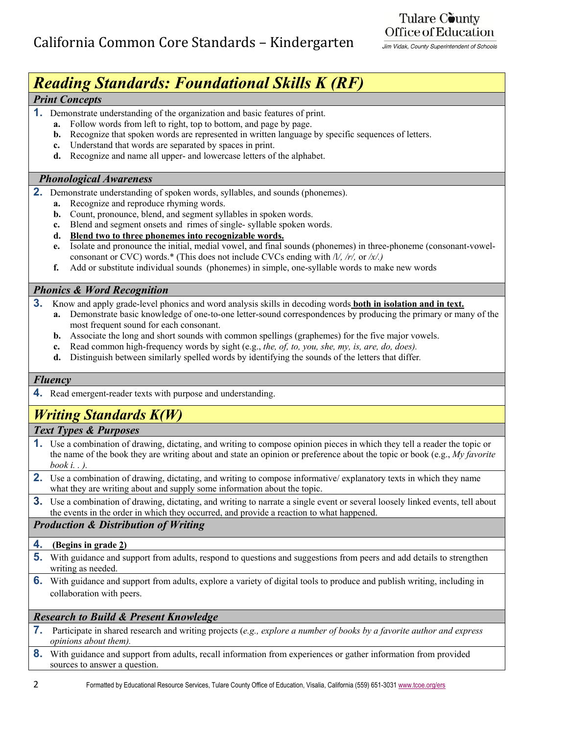# California Common Core Standards – Kindergarten

## *Reading Standards: Foundational Skills K (RF)*

### *Print Concepts*

**1.** Demonstrate understanding of the organization and basic features of print.
- **a.** Follow words from left to right, top to bottom, and page by page.
- **b.** Recognize that spoken words are represented in written language by specific sequences of letters.
- **c.** Understand that words are separated by spaces in print.
- **d.** Recognize and name all upper- and lowercase letters of the alphabet.

### *Phonological Awareness*

**2.** Demonstrate understanding of spoken words, syllables, and sounds (phonemes).
- **a.** Recognize and reproduce rhyming words.
- **b.** Count, pronounce, blend, and segment syllables in spoken words.
- **c.** Blend and segment onsets and rimes of single- syllable spoken words.
- **d.** <u>**Blend two to three phonemes into recognizable words.**</u>
- **e.** Isolate and pronounce the initial, medial vowel, and final sounds (phonemes) in three-phoneme (consonant-vowel-consonant or CVC) words.* (This does not include CVCs ending with */l/, /r/,* or */x/.)*
- **f.** Add or substitute individual sounds (phonemes) in simple, one-syllable words to make new words

### *Phonics & Word Recognition*

**3.** Know and apply grade-level phonics and word analysis skills in decoding words <u>**both in isolation and in text.**</u>
- **a.** Demonstrate basic knowledge of one-to-one letter-sound correspondences by producing the primary or many of the most frequent sound for each consonant.
- **b.** Associate the long and short sounds with common spellings (graphemes) for the five major vowels.
- **c.** Read common high-frequency words by sight (e.g., *the, of, to, you, she, my, is, are, do, does).*
- **d.** Distinguish between similarly spelled words by identifying the sounds of the letters that differ.

### *Fluency*

**4.** Read emergent-reader texts with purpose and understanding.

## *Writing Standards K(W)*

### *Text Types & Purposes*

**1.** Use a combination of drawing, dictating, and writing to compose opinion pieces in which they tell a reader the topic or the name of the book they are writing about and state an opinion or preference about the topic or book (e.g., *My favorite book i. . ).*

**2.** Use a combination of drawing, dictating, and writing to compose informative/ explanatory texts in which they name what they are writing about and supply some information about the topic.

**3.** Use a combination of drawing, dictating, and writing to narrate a single event or several loosely linked events, tell about the events in the order in which they occurred, and provide a reaction to what happened.

### *Production & Distribution of Writing*

**4.** **(Begins in grade <u>2</u>)**

**5.** With guidance and support from adults, respond to questions and suggestions from peers and add details to strengthen writing as needed.

**6.** With guidance and support from adults, explore a variety of digital tools to produce and publish writing, including in collaboration with peers.

### *Research to Build & Present Knowledge*

**7.** Participate in shared research and writing projects (*e.g., explore a number of books by a favorite author and express opinions about them).*

**8.** With guidance and support from adults, recall information from experiences or gather information from provided sources to answer a question.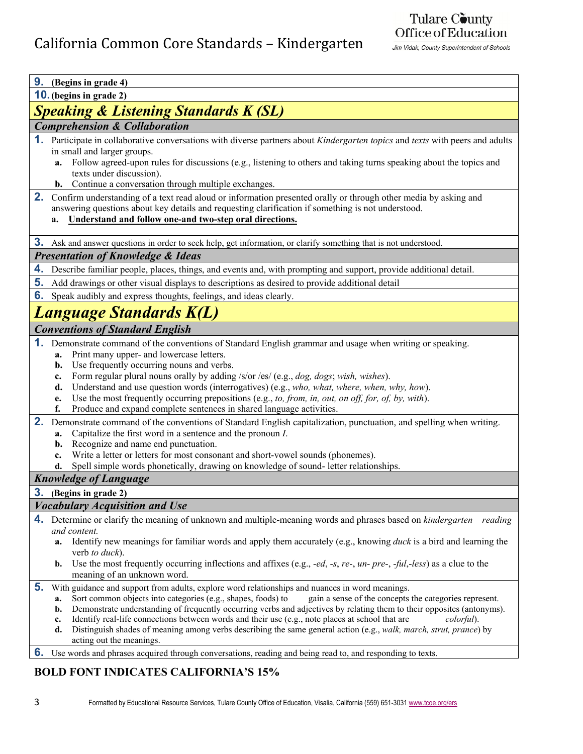**9.** **(Begins in grade 4)**

**10.** **(begins in grade 2)**

## *Speaking & Listening Standards K (SL)*

### *Comprehension & Collaboration*

**1.** Participate in collaborative conversations with diverse partners about *Kindergarten topics* and *texts* with peers and adults in small and larger groups.
- **a.** Follow agreed-upon rules for discussions (e.g., listening to others and taking turns speaking about the topics and texts under discussion).
- **b.** Continue a conversation through multiple exchanges.

**2.** Confirm understanding of a text read aloud or information presented orally or through other media by asking and answering questions about key details and requesting clarification if something is not understood.
- **a.** **Understand and follow one-and two-step oral directions.**

**3.** Ask and answer questions in order to seek help, get information, or clarify something that is not understood.

### *Presentation of Knowledge & Ideas*

**4.** Describe familiar people, places, things, and events and, with prompting and support, provide additional detail.

**5.** Add drawings or other visual displays to descriptions as desired to provide additional detail

**6.** Speak audibly and express thoughts, feelings, and ideas clearly.

## *Language Standards K(L)*

### *Conventions of Standard English*

**1.** Demonstrate command of the conventions of Standard English grammar and usage when writing or speaking.
- **a.** Print many upper- and lowercase letters.
- **b.** Use frequently occurring nouns and verbs.
- **c.** Form regular plural nouns orally by adding /s/or /es/ (e.g., *dog, dogs*; *wish, wishes*).
- **d.** Understand and use question words (interrogatives) (e.g., *who, what, where, when, why, how*).
- **e.** Use the most frequently occurring prepositions (e.g., *to, from, in, out, on off, for, of, by, with*).
- **f.** Produce and expand complete sentences in shared language activities.

**2.** Demonstrate command of the conventions of Standard English capitalization, punctuation, and spelling when writing.
- **a.** Capitalize the first word in a sentence and the pronoun *I*.
- **b.** Recognize and name end punctuation.
- **c.** Write a letter or letters for most consonant and short-vowel sounds (phonemes).
- **d.** Spell simple words phonetically, drawing on knowledge of sound- letter relationships.

### *Knowledge of Language*

**3.** **(Begins in grade 2)**

### *Vocabulary Acquisition and Use*

**4.** Determine or clarify the meaning of unknown and multiple-meaning words and phrases based on *kindergarten reading and content.*
- **a.** Identify new meanings for familiar words and apply them accurately (e.g., knowing *duck* is a bird and learning the verb *to duck*).
- **b.** Use the most frequently occurring inflections and affixes (e.g., *-ed*, *-s*, *re-*, *un- pre-*, *-ful*,*-less*) as a clue to the meaning of an unknown word.

**5.** With guidance and support from adults, explore word relationships and nuances in word meanings.
- **a.** Sort common objects into categories (e.g., shapes, foods) to gain a sense of the concepts the categories represent.
- **b.** Demonstrate understanding of frequently occurring verbs and adjectives by relating them to their opposites (antonyms).
- **c.** Identify real-life connections between words and their use (e.g., note places at school that are *colorful*).
- **d.** Distinguish shades of meaning among verbs describing the same general action (e.g., *walk, march, strut, prance*) by acting out the meanings.

**6.** Use words and phrases acquired through conversations, reading and being read to, and responding to texts.

**BOLD FONT INDICATES CALIFORNIA'S 15%**